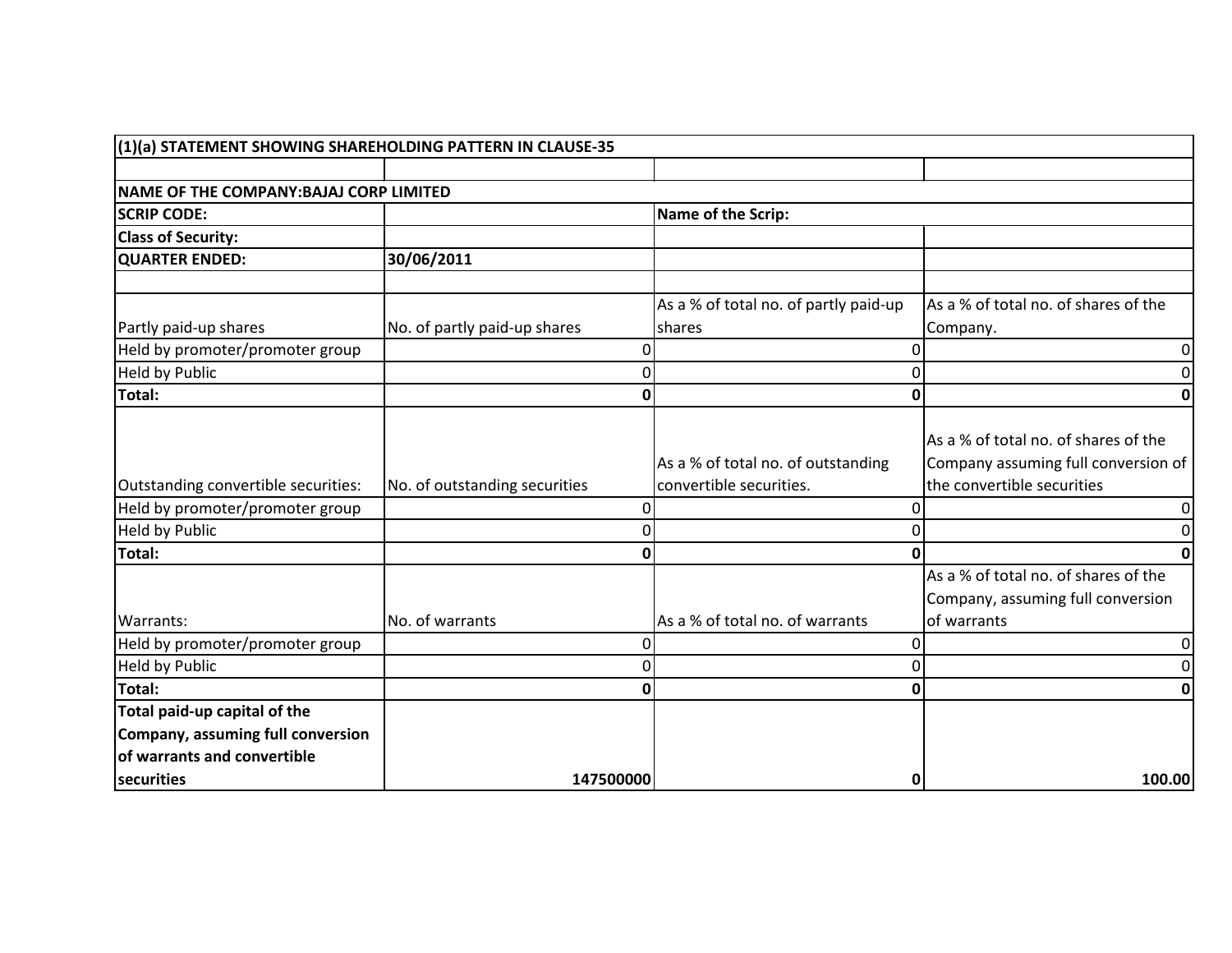| (1)(a) STATEMENT SHOWING SHAREHOLDING PATTERN IN CLAUSE-35 | | | |
|---|---|---|---|
| | | | |
| **NAME OF THE COMPANY:BAJAJ CORP LIMITED** | | | |
| **SCRIP CODE:** | | **Name of the Scrip:** | |
| **Class of Security:** | | | |
| **QUARTER ENDED:** | **30/06/2011** | | |
| | | | |
| Partly paid-up shares | No. of partly paid-up shares | As a % of total no. of partly paid-up shares | As a % of total no. of shares of the Company. |
| Held by promoter/promoter group | 0 | 0 | 0 |
| Held by Public | 0 | 0 | 0 |
| **Total:** | **0** | **0** | **0** |
| Outstanding convertible securities: | No. of outstanding securities | As a % of total no. of outstanding convertible securities. | As a % of total no. of shares of the Company assuming full conversion of the convertible securities |
| Held by promoter/promoter group | 0 | 0 | 0 |
| Held by Public | 0 | 0 | 0 |
| **Total:** | **0** | **0** | **0** |
| Warrants: | No. of warrants | As a % of total no. of warrants | As a % of total no. of shares of the Company, assuming full conversion of warrants |
| Held by promoter/promoter group | 0 | 0 | 0 |
| Held by Public | 0 | 0 | 0 |
| **Total:** | **0** | **0** | **0** |
| **Total paid-up capital of the Company, assuming full conversion of warrants and convertible securities** | **147500000** | **0** | **100.00** |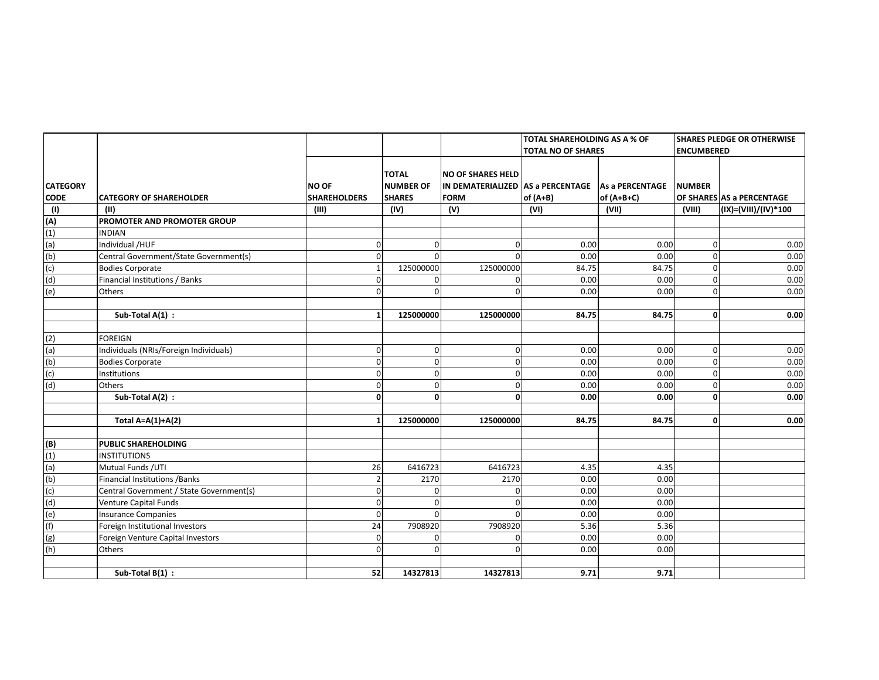| CATEGORY CODE | CATEGORY OF SHAREHOLDER | NO OF SHAREHOLDERS | TOTAL NUMBER OF SHARES | NO OF SHARES HELD IN DEMATERIALIZED FORM | TOTAL SHAREHOLDING AS A % OF TOTAL NO OF SHARES | | SHARES PLEDGE OR OTHERWISE ENCUMBERED | |
|---|---|---|---|---|---|---|---|---|
| | | | | | AS a PERCENTAGE of (A+B) | As a PERCENTAGE of (A+B+C) | NUMBER OF SHARES | AS a PERCENTAGE |
| (I) | (II) | (III) | (IV) | (V) | (VI) | (VII) | (VIII) | (IX)=(VIII)/(IV)*100 |
| (A) | PROMOTER AND PROMOTER GROUP | | | | | | | |
| (1) | INDIAN | | | | | | | |
| (a) | Individual /HUF | 0 | 0 | 0 | 0.00 | 0.00 | 0 | 0.00 |
| (b) | Central Government/State Government(s) | 0 | 0 | 0 | 0.00 | 0.00 | 0 | 0.00 |
| (c) | Bodies Corporate | 1 | 125000000 | 125000000 | 84.75 | 84.75 | 0 | 0.00 |
| (d) | Financial Institutions / Banks | 0 | 0 | 0 | 0.00 | 0.00 | 0 | 0.00 |
| (e) | Others | 0 | 0 | 0 | 0.00 | 0.00 | 0 | 0.00 |
| | | | | | | | | |
| | **Sub-Total A(1) :** | **1** | **125000000** | **125000000** | **84.75** | **84.75** | **0** | **0.00** |
| | | | | | | | | |
| (2) | FOREIGN | | | | | | | |
| (a) | Individuals (NRIs/Foreign Individuals) | 0 | 0 | 0 | 0.00 | 0.00 | 0 | 0.00 |
| (b) | Bodies Corporate | 0 | 0 | 0 | 0.00 | 0.00 | 0 | 0.00 |
| (c) | Institutions | 0 | 0 | 0 | 0.00 | 0.00 | 0 | 0.00 |
| (d) | Others | 0 | 0 | 0 | 0.00 | 0.00 | 0 | 0.00 |
| | **Sub-Total A(2) :** | **0** | **0** | **0** | **0.00** | **0.00** | **0** | **0.00** |
| | | | | | | | | |
| | **Total A=A(1)+A(2)** | **1** | **125000000** | **125000000** | **84.75** | **84.75** | **0** | **0.00** |
| | | | | | | | | |
| (B) | PUBLIC SHAREHOLDING | | | | | | | |
| (1) | INSTITUTIONS | | | | | | | |
| (a) | Mutual Funds /UTI | 26 | 6416723 | 6416723 | 4.35 | 4.35 | | |
| (b) | Financial Institutions /Banks | 2 | 2170 | 2170 | 0.00 | 0.00 | | |
| (c) | Central Government / State Government(s) | 0 | 0 | 0 | 0.00 | 0.00 | | |
| (d) | Venture Capital Funds | 0 | 0 | 0 | 0.00 | 0.00 | | |
| (e) | Insurance Companies | 0 | 0 | 0 | 0.00 | 0.00 | | |
| (f) | Foreign Institutional Investors | 24 | 7908920 | 7908920 | 5.36 | 5.36 | | |
| (g) | Foreign Venture Capital Investors | 0 | 0 | 0 | 0.00 | 0.00 | | |
| (h) | Others | 0 | 0 | 0 | 0.00 | 0.00 | | |
| | | | | | | | | |
| | **Sub-Total B(1) :** | **52** | **14327813** | **14327813** | **9.71** | **9.71** | | |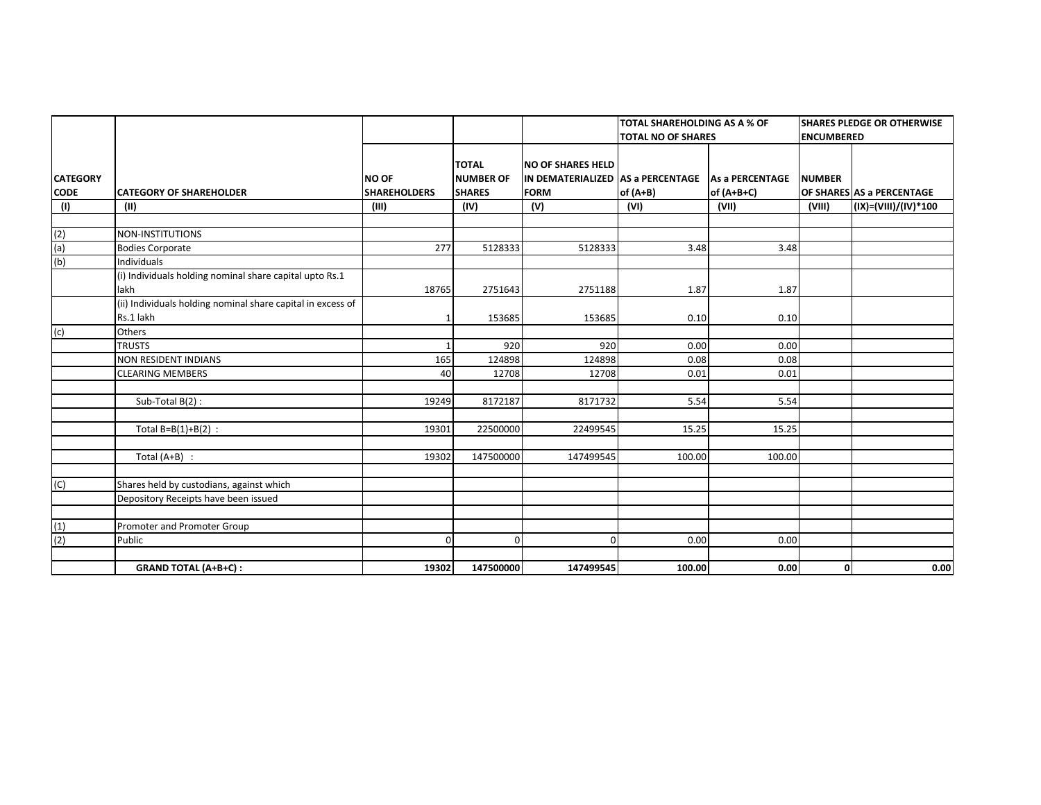| CATEGORY CODE | CATEGORY OF SHAREHOLDER | NO OF SHAREHOLDERS | TOTAL NUMBER OF SHARES | NO OF SHARES HELD IN DEMATERIALIZED FORM | TOTAL SHAREHOLDING AS A % OF TOTAL NO OF SHARES | | SHARES PLEDGE OR OTHERWISE ENCUMBERED | |
|---|---|---|---|---|---|---|---|---|
| | | | | | AS a PERCENTAGE of (A+B) | As a PERCENTAGE of (A+B+C) | NUMBER OF SHARES | AS a PERCENTAGE |
| (I) | (II) | (III) | (IV) | (V) | (VI) | (VII) | (VIII) | (IX)=(VIII)/(IV)*100 |
| | | | | | | | | |
| (2) | NON-INSTITUTIONS | | | | | | | |
| (a) | Bodies Corporate | 277 | 5128333 | 5128333 | 3.48 | 3.48 | | |
| (b) | Individuals | | | | | | | |
| | (i) Individuals holding nominal share capital upto Rs.1 lakh | 18765 | 2751643 | 2751188 | 1.87 | 1.87 | | |
| | (ii) Individuals holding nominal share capital in excess of Rs.1 lakh | 1 | 153685 | 153685 | 0.10 | 0.10 | | |
| (c) | Others | | | | | | | |
| | TRUSTS | 1 | 920 | 920 | 0.00 | 0.00 | | |
| | NON RESIDENT INDIANS | 165 | 124898 | 124898 | 0.08 | 0.08 | | |
| | CLEARING MEMBERS | 40 | 12708 | 12708 | 0.01 | 0.01 | | |
| | | | | | | | | |
| | Sub-Total B(2) : | 19249 | 8172187 | 8171732 | 5.54 | 5.54 | | |
| | | | | | | | | |
| | Total B=B(1)+B(2) : | 19301 | 22500000 | 22499545 | 15.25 | 15.25 | | |
| | | | | | | | | |
| | Total (A+B) : | 19302 | 147500000 | 147499545 | 100.00 | 100.00 | | |
| | | | | | | | | |
| (C) | Shares held by custodians, against which | | | | | | | |
| | Depository Receipts have been issued | | | | | | | |
| | | | | | | | | |
| (1) | Promoter and Promoter Group | | | | | | | |
| (2) | Public | 0 | 0 | 0 | 0.00 | 0.00 | | |
| | | | | | | | | |
| | **GRAND TOTAL (A+B+C) :** | **19302** | **147500000** | **147499545** | **100.00** | **0.00** | **0** | **0.00** |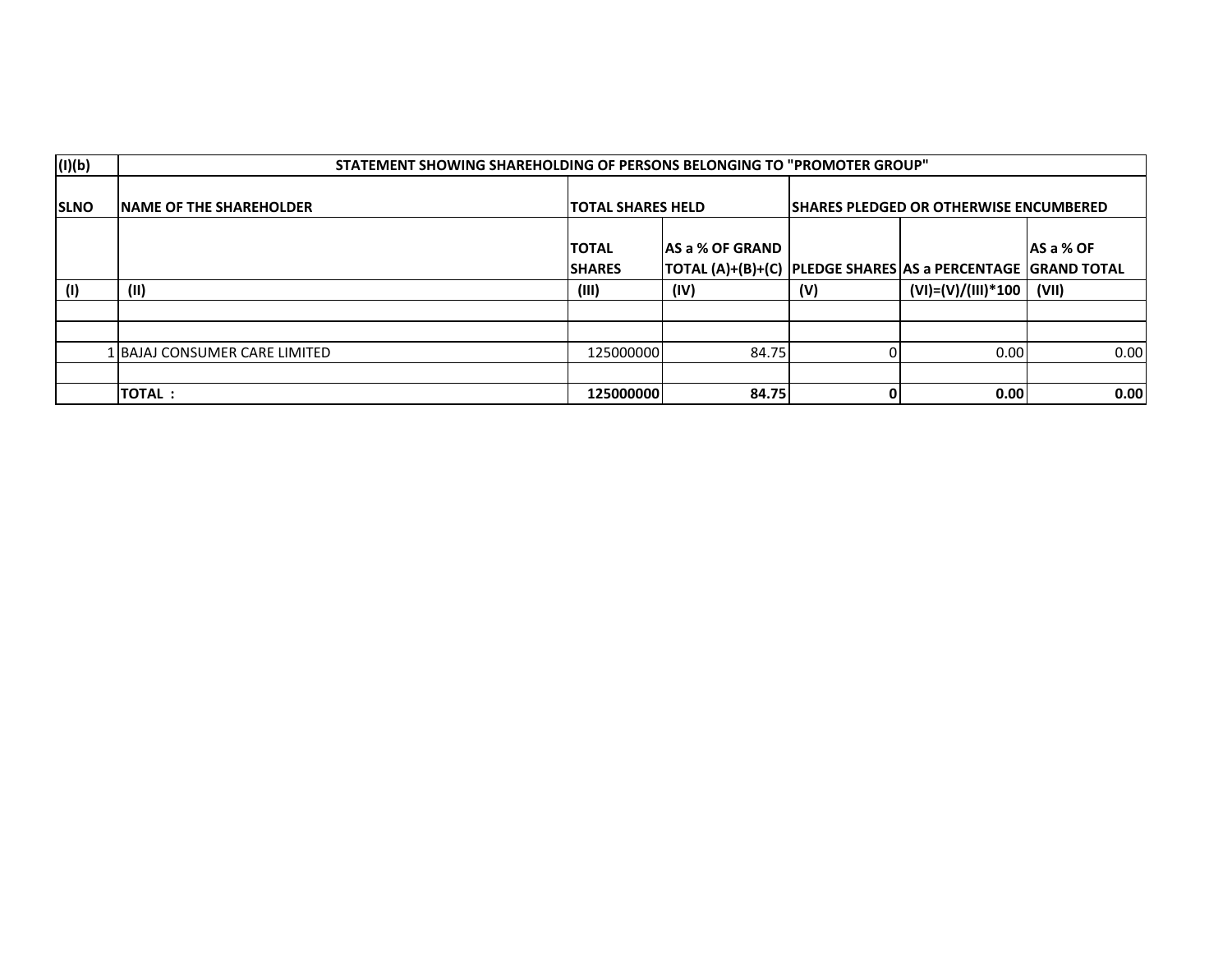| (I)(b) | STATEMENT SHOWING SHAREHOLDING OF PERSONS BELONGING TO "PROMOTER GROUP" | | | | | |
|---|---|---|---|---|---|---|
| SLNO | NAME OF THE SHAREHOLDER | TOTAL SHARES HELD | | SHARES PLEDGED OR OTHERWISE ENCUMBERED | | |
| | | TOTAL SHARES | AS a % OF GRAND TOTAL (A)+(B)+(C) | PLEDGE SHARES | AS a PERCENTAGE | AS a % OF GRAND TOTAL |
| (I) | (II) | (III) | (IV) | (V) | (VI)=(V)/(III)*100 | (VII) |
| | | | | | | |
| | | | | | | |
| 1 | BAJAJ CONSUMER CARE LIMITED | 125000000 | 84.75 | 0 | 0.00 | 0.00 |
| | | | | | | |
| | **TOTAL :** | **125000000** | **84.75** | **0** | **0.00** | **0.00** |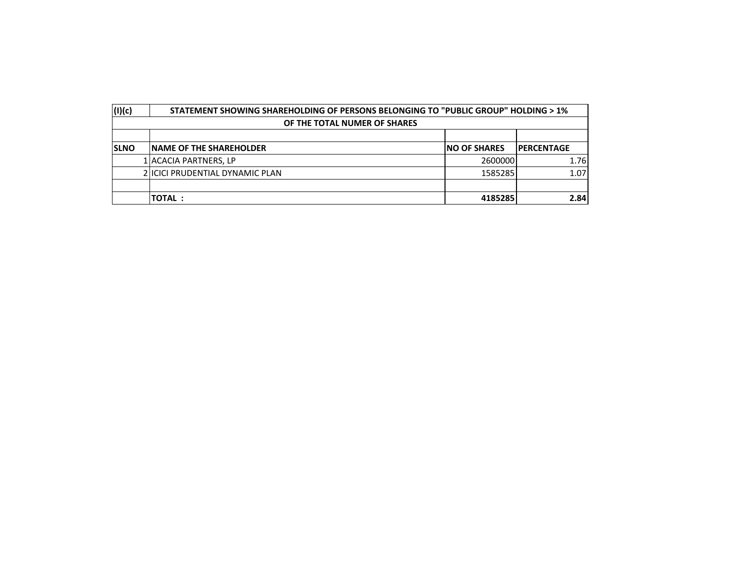| (I)(c) | STATEMENT SHOWING SHAREHOLDING OF PERSONS BELONGING TO "PUBLIC GROUP" HOLDING > 1% | | |
|---|---|---|---|
| | OF THE TOTAL NUMER OF SHARES | | |
| | | | |
| **SLNO** | **NAME OF THE SHAREHOLDER** | **NO OF SHARES** | **PERCENTAGE** |
| 1 | ACACIA PARTNERS, LP | 2600000 | 1.76 |
| 2 | ICICI PRUDENTIAL DYNAMIC PLAN | 1585285 | 1.07 |
| | | | |
| | **TOTAL :** | **4185285** | **2.84** |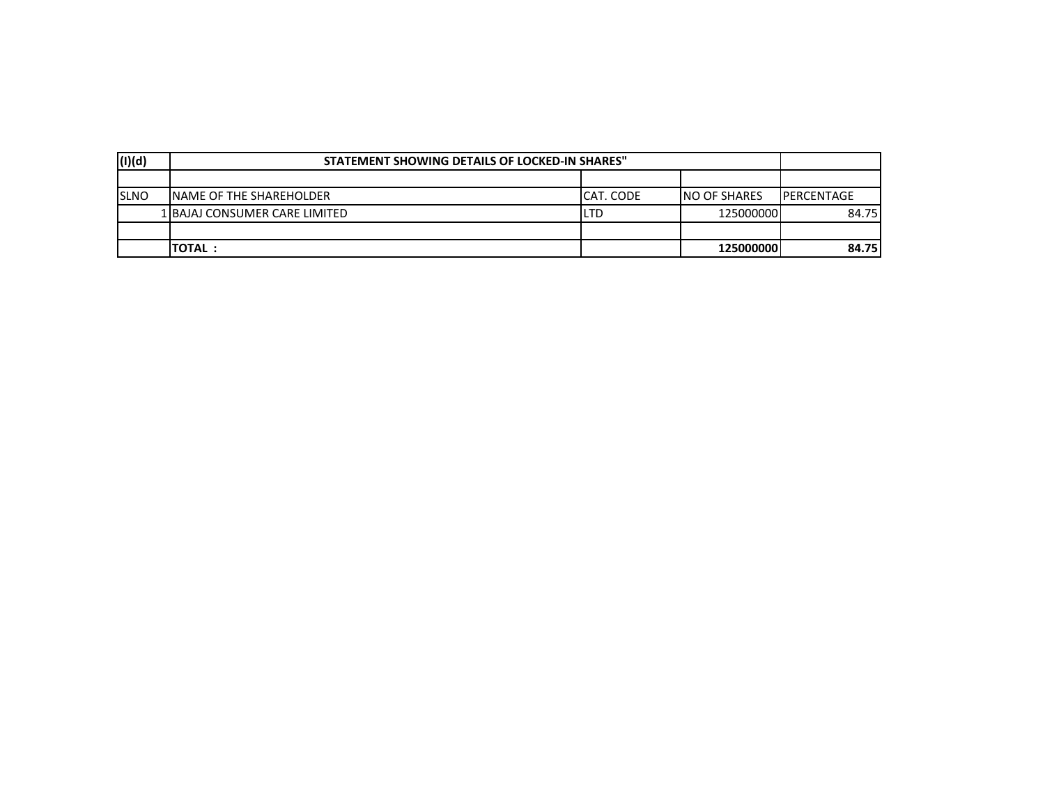| (I)(d) | STATEMENT SHOWING DETAILS OF LOCKED-IN SHARES" | | | |
|---|---|---|---|---|
| | | | | |
| SLNO | NAME OF THE SHAREHOLDER | CAT. CODE | NO OF SHARES | PERCENTAGE |
| 1 | BAJAJ CONSUMER CARE LIMITED | LTD | 125000000 | 84.75 |
| | | | | |
| | **TOTAL :** | | **125000000** | **84.75** |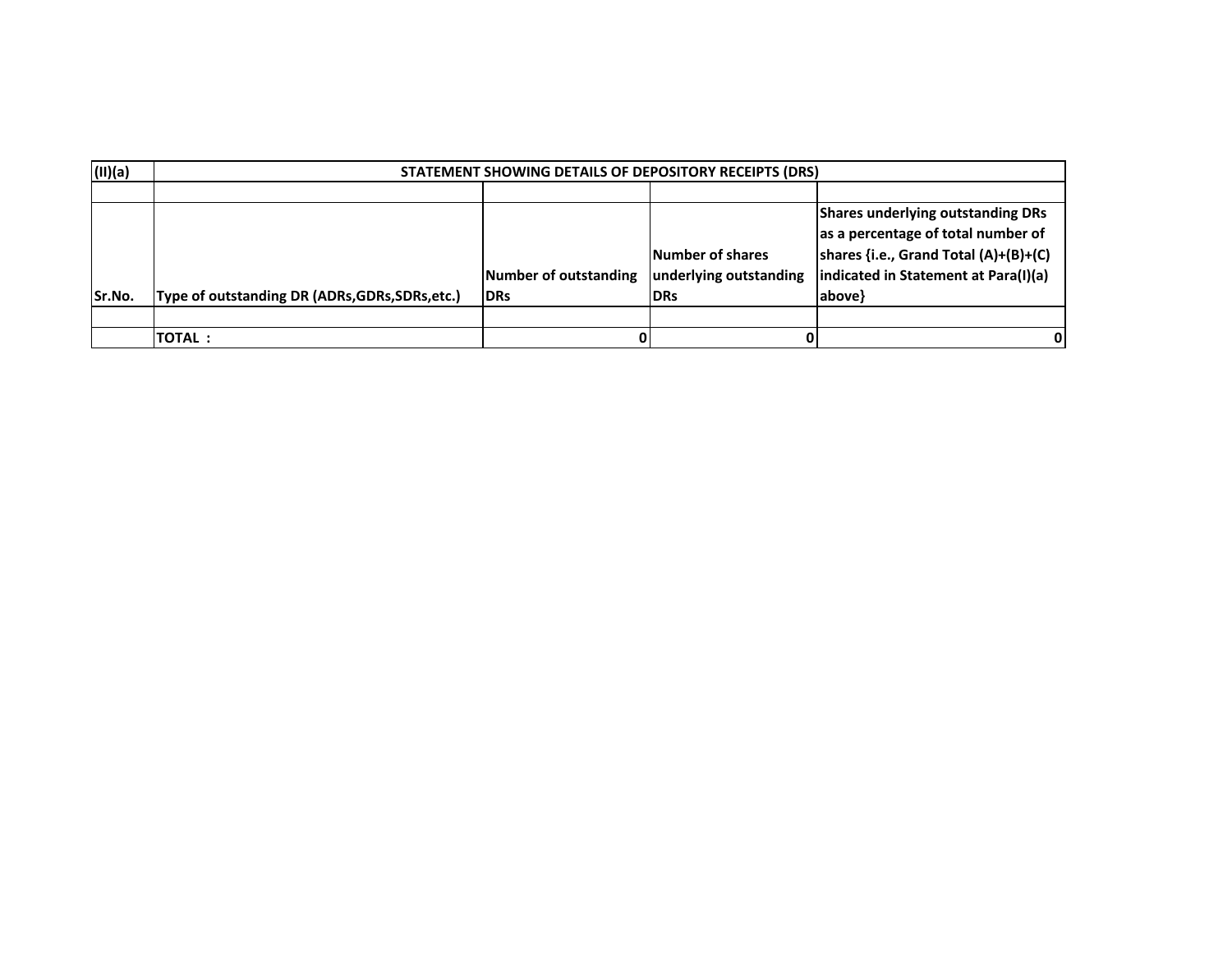| (II)(a) | STATEMENT SHOWING DETAILS OF DEPOSITORY RECEIPTS (DRS) | | | |
|---|---|---|---|---|
| | | | | |
| Sr.No. | Type of outstanding DR (ADRs,GDRs,SDRs,etc.) | Number of outstanding DRs | Number of shares underlying outstanding DRs | Shares underlying outstanding DRs as a percentage of total number of shares {i.e., Grand Total (A)+(B)+(C) indicated in Statement at Para(I)(a) above} |
| | | | | |
| | TOTAL : | 0 | 0 | 0 |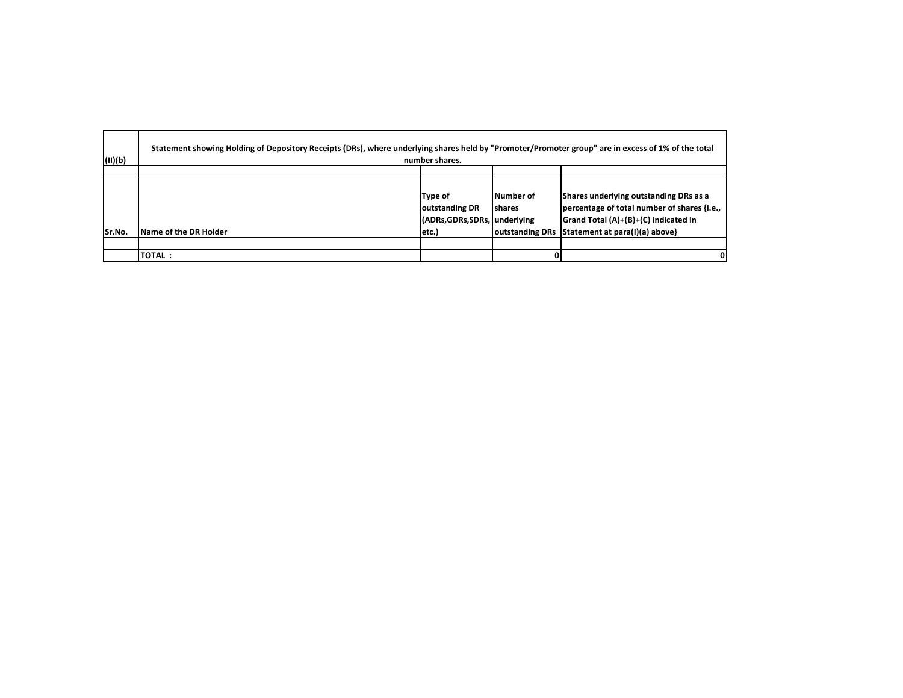| (II)(b) | Statement showing Holding of Depository Receipts (DRs), where underlying shares held by "Promoter/Promoter group" are in excess of 1% of the total number shares. | | | |
|---|---|---|---|---|
| | | | | |
| Sr.No. | Name of the DR Holder | Type of outstanding DR (ADRs,GDRs,SDRs, etc.) | Number of shares underlying outstanding DRs | Shares underlying outstanding DRs as a percentage of total number of shares {i.e., Grand Total (A)+(B)+(C) indicated in Statement at para(I)(a) above} |
| | | | | |
| | TOTAL : | | 0 | 0 |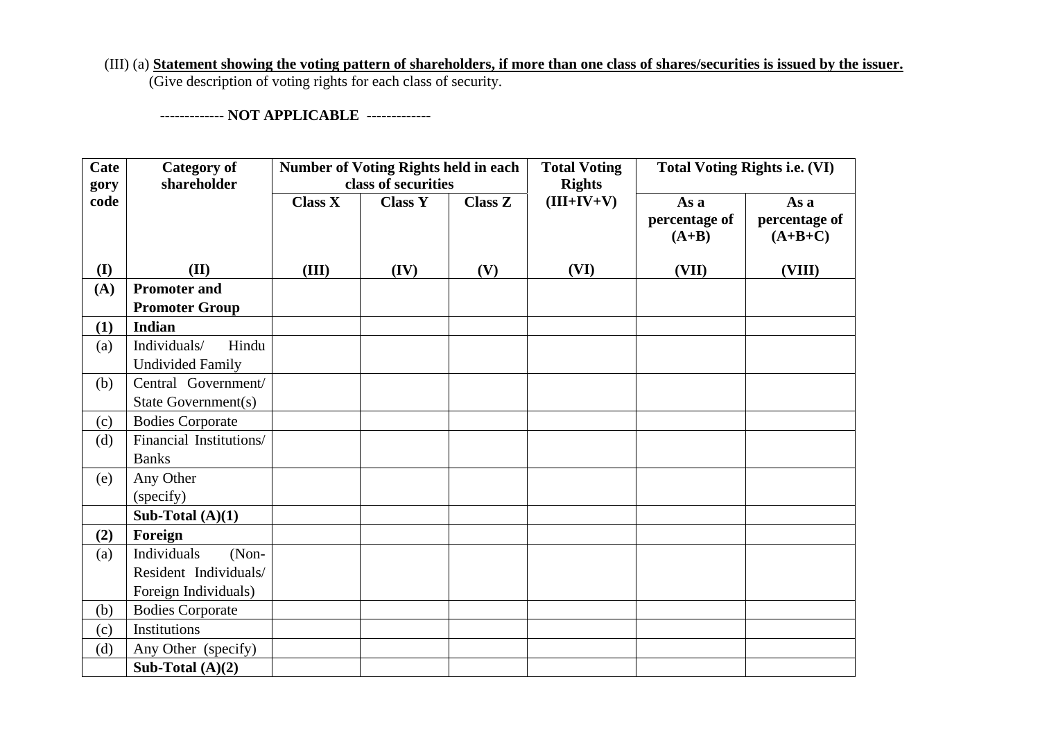(III) (a) **Statement showing the voting pattern of shareholders, if more than one class of shares/securities is issued by the issuer.**
(Give description of voting rights for each class of security.

**------------- NOT APPLICABLE -------------**

| Category code | Category of shareholder | Number of Voting Rights held in each class of securities | | | Total Voting Rights | Total Voting Rights i.e. (VI) | |
|---|---|---|---|---|---|---|---|
| | | Class X | Class Y | Class Z | (III+IV+V) | As a percentage of (A+B) | As a percentage of (A+B+C) |
| (I) | (II) | (III) | (IV) | (V) | (VI) | (VII) | (VIII) |
| **(A)** | **Promoter and Promoter Group** | | | | | | |
| **(1)** | **Indian** | | | | | | |
| (a) | Individuals/ Hindu Undivided Family | | | | | | |
| (b) | Central Government/ State Government(s) | | | | | | |
| (c) | Bodies Corporate | | | | | | |
| (d) | Financial Institutions/ Banks | | | | | | |
| (e) | Any Other (specify) | | | | | | |
| | **Sub-Total (A)(1)** | | | | | | |
| **(2)** | **Foreign** | | | | | | |
| (a) | Individuals (Non-Resident Individuals/ Foreign Individuals) | | | | | | |
| (b) | Bodies Corporate | | | | | | |
| (c) | Institutions | | | | | | |
| (d) | Any Other (specify) | | | | | | |
| | **Sub-Total (A)(2)** | | | | | | |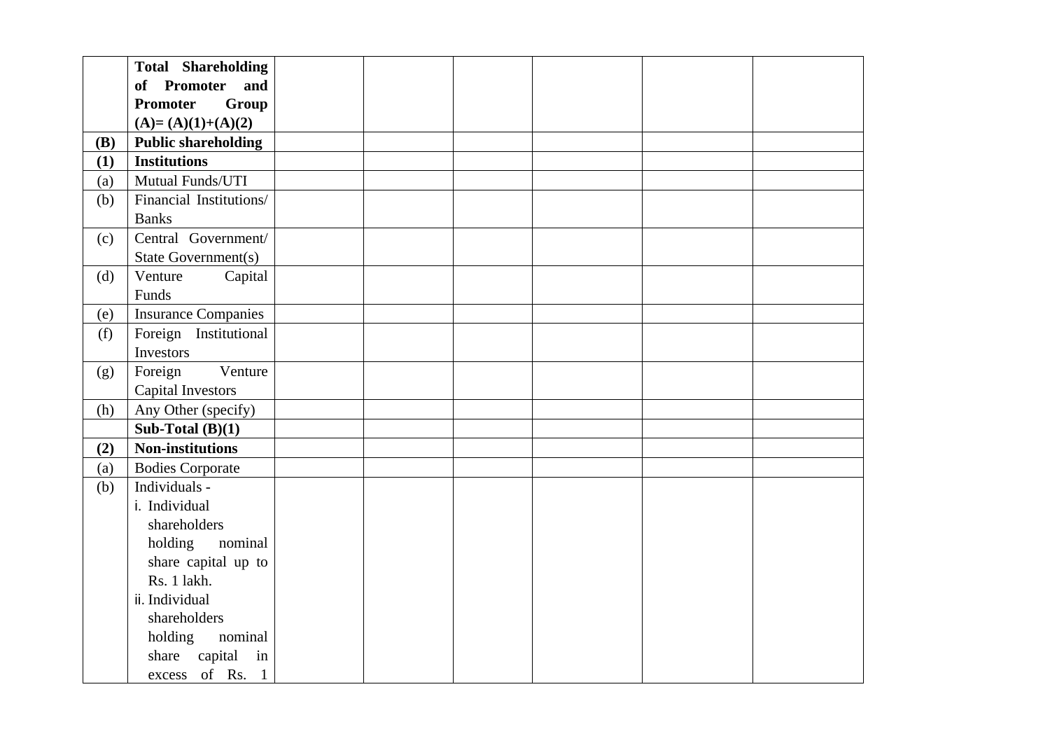| | | | | | | | |
|---|---|---|---|---|---|---|---|
| | **Total Shareholding of Promoter and Promoter Group (A)= (A)(1)+(A)(2)** | | | | | | |
| **(B)** | **Public shareholding** | | | | | | |
| **(1)** | **Institutions** | | | | | | |
| (a) | Mutual Funds/UTI | | | | | | |
| (b) | Financial Institutions/ Banks | | | | | | |
| (c) | Central Government/ State Government(s) | | | | | | |
| (d) | Venture Capital Funds | | | | | | |
| (e) | Insurance Companies | | | | | | |
| (f) | Foreign Institutional Investors | | | | | | |
| (g) | Foreign Venture Capital Investors | | | | | | |
| (h) | Any Other (specify) | | | | | | |
| | **Sub-Total (B)(1)** | | | | | | |
| **(2)** | **Non-institutions** | | | | | | |
| (a) | Bodies Corporate | | | | | | |
| (b) | Individuals - i. Individual shareholders holding nominal share capital up to Rs. 1 lakh. ii. Individual shareholders holding nominal share capital in excess of Rs. 1 | | | | | | |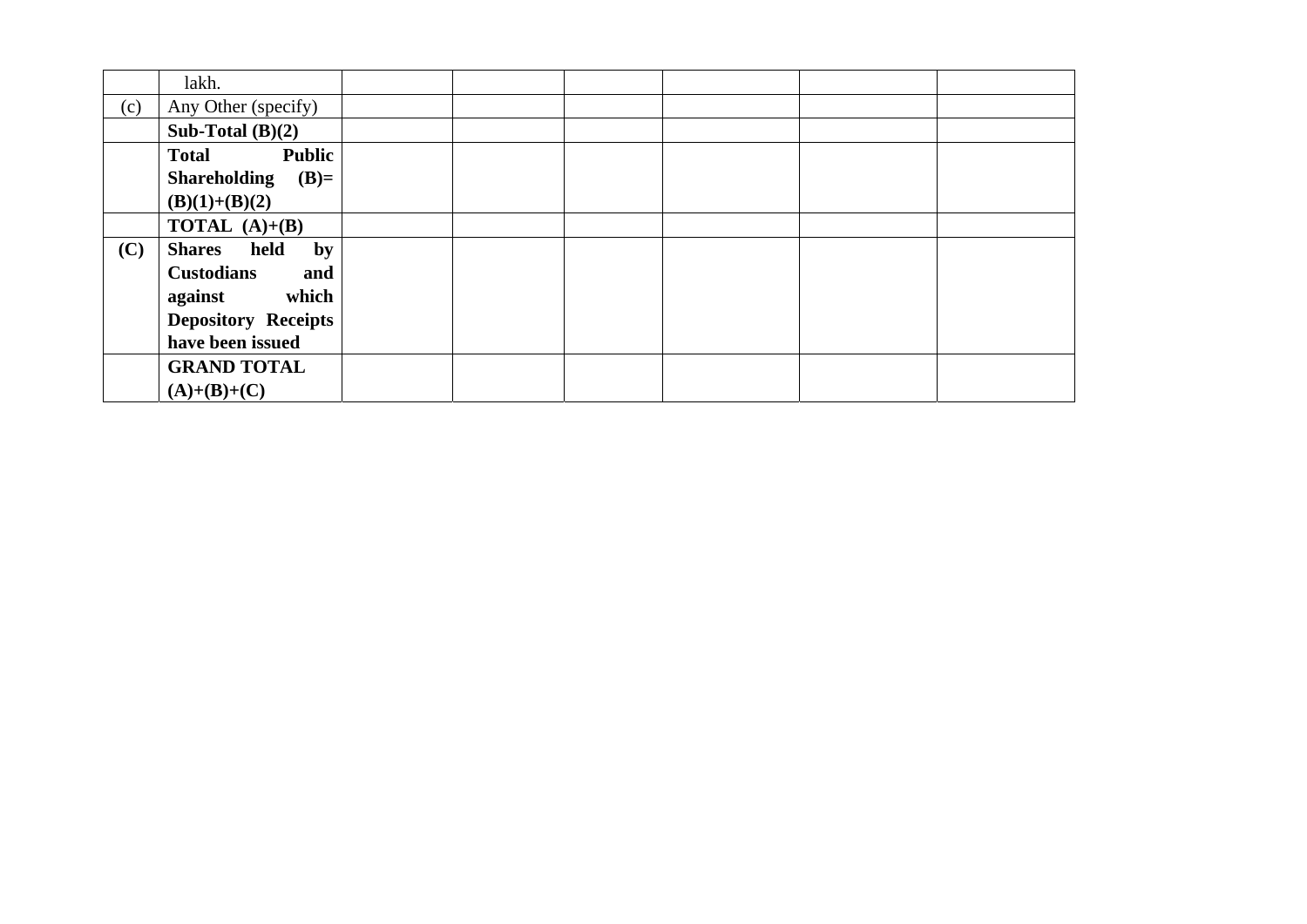| | | | | | | | |
|---|---|---|---|---|---|---|---|
| | lakh. | | | | | | |
| (c) | Any Other (specify) | | | | | | |
| | **Sub-Total (B)(2)** | | | | | | |
| | **Total Public Shareholding (B)= (B)(1)+(B)(2)** | | | | | | |
| | **TOTAL (A)+(B)** | | | | | | |
| **(C)** | **Shares held by Custodians and against which Depository Receipts have been issued** | | | | | | |
| | **GRAND TOTAL (A)+(B)+(C)** | | | | | | |